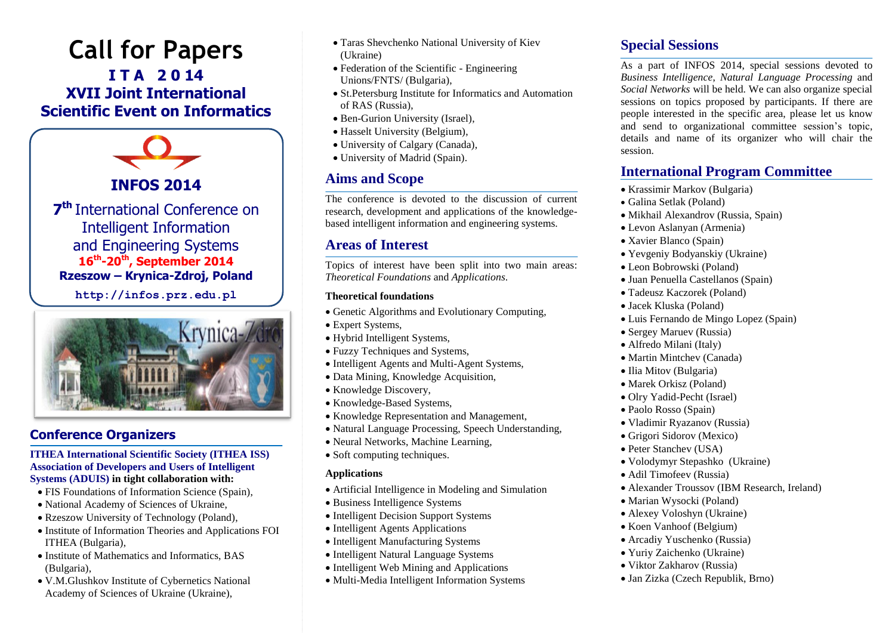# Call for Papers

## I T A  2 0 14

## XVII Joint International Scientific Event on Informatics

## INFOS 2014

**7th International Conference on Intelligent Information and Engineering Systems**

**16th-20th, September 2014**

**Rzeszow – Krynica-Zdroj, Poland**

**http://infos.prz.edu.pl**

## Conference Organizers

**ITHEA International Scientific Society (ITHEA ISS) Association of Developers and Users of Intelligent Systems (ADUIS) in tight collaboration with:**

- FIS Foundations of Information Science (Spain),
- National Academy of Sciences of Ukraine,
- Rzeszow University of Technology (Poland),
- Institute of Information Theories and Applications FOI ITHEA (Bulgaria),
- Institute of Mathematics and Informatics, BAS (Bulgaria),
- V.M.Glushkov Institute of Cybernetics National Academy of Sciences of Ukraine (Ukraine),
- Taras Shevchenko National University of Kiev (Ukraine)
- Federation of the Scientific - Engineering Unions/FNTS/ (Bulgaria),
- St.Petersburg Institute for Informatics and Automation of RAS (Russia),
- Ben-Gurion University (Israel),
- Hasselt University (Belgium),
- University of Calgary (Canada),
- University of Madrid (Spain).

## Aims and Scope

The conference is devoted to the discussion of current research, development and applications of the knowledge-based intelligent information and engineering systems.

## Areas of Interest

Topics of interest have been split into two main areas: *Theoretical Foundations* and *Applications*.

### Theoretical foundations

- Genetic Algorithms and Evolutionary Computing,
- Expert Systems,
- Hybrid Intelligent Systems,
- Fuzzy Techniques and Systems,
- Intelligent Agents and Multi-Agent Systems,
- Data Mining, Knowledge Acquisition,
- Knowledge Discovery,
- Knowledge-Based Systems,
- Knowledge Representation and Management,
- Natural Language Processing, Speech Understanding,
- Neural Networks, Machine Learning,
- Soft computing techniques.

### Applications

- Artificial Intelligence in Modeling and Simulation
- Business Intelligence Systems
- Intelligent Decision Support Systems
- Intelligent Agents Applications
- Intelligent Manufacturing Systems
- Intelligent Natural Language Systems
- Intelligent Web Mining and Applications
- Multi-Media Intelligent Information Systems

## Special Sessions

As a part of INFOS 2014, special sessions devoted to *Business Intelligence*, *Natural Language Processing* and *Social Networks* will be held. We can also organize special sessions on topics proposed by participants. If there are people interested in the specific area, please let us know and send to organizational committee session's topic, details and name of its organizer who will chair the session.

## International Program Committee

- Krassimir Markov (Bulgaria)
- Galina Setlak (Poland)
- Mikhail Alexandrov (Russia, Spain)
- Levon Aslanyan (Armenia)
- Xavier Blanco (Spain)
- Yevgeniy Bodyanskiy (Ukraine)
- Leon Bobrowski (Poland)
- Juan Penuella Castellanos (Spain)
- Tadeusz Kaczorek (Poland)
- Jacek Kluska (Poland)
- Luis Fernando de Mingo Lopez (Spain)
- Sergey Maruev (Russia)
- Alfredo Milani (Italy)
- Martin Mintchev (Canada)
- Ilia Mitov (Bulgaria)
- Marek Orkisz (Poland)
- Olry Yadid-Pecht (Israel)
- Paolo Rosso (Spain)
- Vladimir Ryazanov (Russia)
- Grigori Sidorov (Mexico)
- Peter Stanchev (USA)
- Volodymyr Stepashko (Ukraine)
- Adil Timofeev (Russia)
- Alexander Troussov (IBM Research, Ireland)
- Marian Wysocki (Poland)
- Alexey Voloshyn (Ukraine)
- Koen Vanhoof (Belgium)
- Arcadiy Yuschenko (Russia)
- Yuriy Zaichenko (Ukraine)
- Viktor Zakharov (Russia)
- Jan Zizka (Czech Republik, Brno)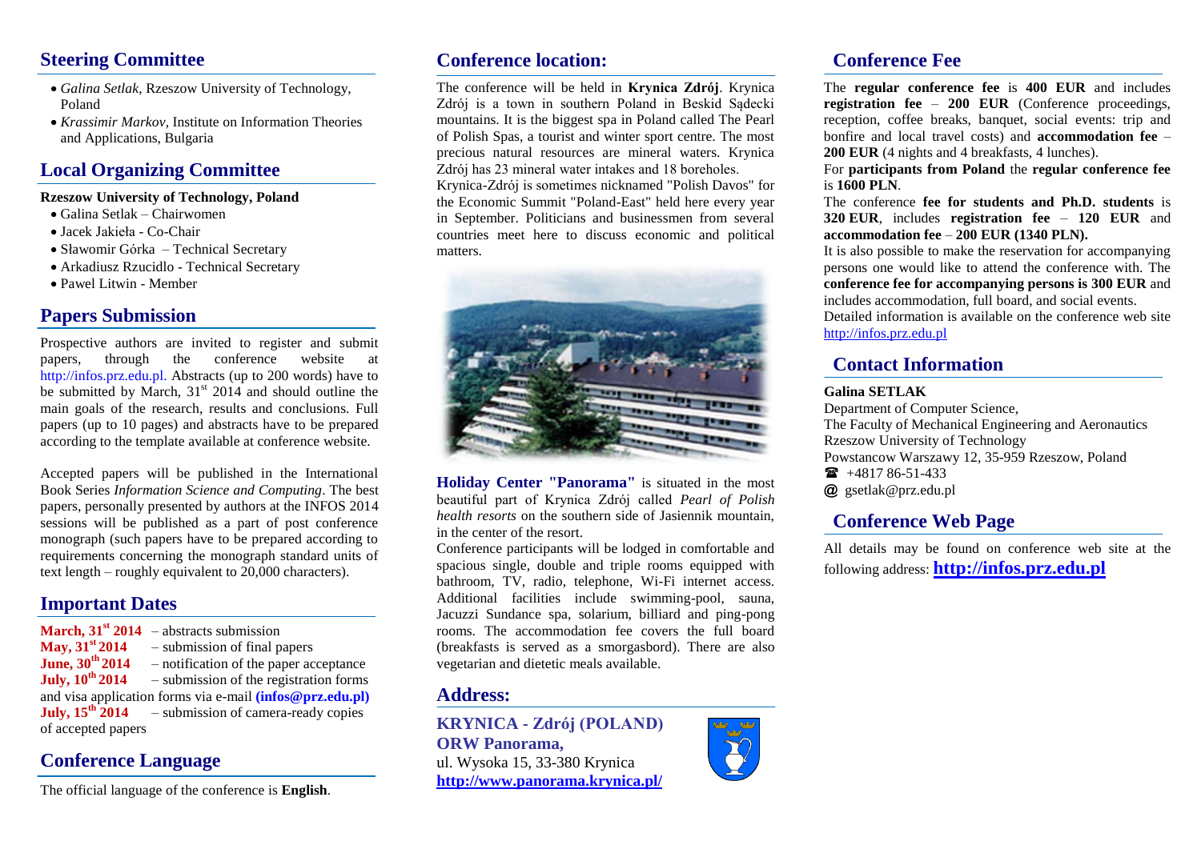## Steering Committee

- *Galina Setlak*, Rzeszow University of Technology, Poland
- *Krassimir Markov*, Institute on Information Theories and Applications, Bulgaria

## Local Organizing Committee

**Rzeszow University of Technology, Poland**

- Galina Setlak – Chairwomen
- Jacek Jakieła - Co-Chair
- Sławomir Górka – Technical Secretary
- Arkadiusz Rzucidlo - Technical Secretary
- Pawel Litwin - Member

## Papers Submission

Prospective authors are invited to register and submit papers, through the conference website at http://infos.prz.edu.pl. Abstracts (up to 200 words) have to be submitted by March, 31st 2014 and should outline the main goals of the research, results and conclusions. Full papers (up to 10 pages) and abstracts have to be prepared according to the template available at conference website.

Accepted papers will be published in the International Book Series *Information Science and Computing*. The best papers, personally presented by authors at the INFOS 2014 sessions will be published as a part of post conference monograph (such papers have to be prepared according to requirements concerning the monograph standard units of text length – roughly equivalent to 20,000 characters).

## Important Dates

**March, 31st 2014** – abstracts submission
**May, 31st 2014** – submission of final papers
**June, 30th 2014** – notification of the paper acceptance
**July, 10th 2014** – submission of the registration forms and visa application forms via e-mail **(infos@prz.edu.pl)**
**July, 15th 2014** – submission of camera-ready copies of accepted papers

## Conference Language

The official language of the conference is **English**.

## Conference location:

The conference will be held in **Krynica Zdrój**. Krynica Zdrój is a town in southern Poland in Beskid Sądecki mountains. It is the biggest spa in Poland called The Pearl of Polish Spas, a tourist and winter sport centre. The most precious natural resources are mineral waters. Krynica Zdrój has 23 mineral water intakes and 18 boreholes.
Krynica-Zdrój is sometimes nicknamed "Polish Davos" for the Economic Summit "Poland-East" held here every year in September. Politicians and businessmen from several countries meet here to discuss economic and political matters.

**Holiday Center "Panorama"** is situated in the most beautiful part of Krynica Zdrój called *Pearl of Polish health resorts* on the southern side of Jasiennik mountain, in the center of the resort.
Conference participants will be lodged in comfortable and spacious single, double and triple rooms equipped with bathroom, TV, radio, telephone, Wi-Fi internet access. Additional facilities include swimming-pool, sauna, Jacuzzi Sundance spa, solarium, billiard and ping-pong rooms. The accommodation fee covers the full board (breakfasts is served as a smorgasbord). There are also vegetarian and dietetic meals available.

## Address:

**KRYNICA - Zdrój (POLAND)**
**ORW Panorama,**
ul. Wysoka 15, 33-380 Krynica
**http://www.panorama.krynica.pl/**

## Conference Fee

The **regular conference fee** is **400 EUR** and includes **registration fee** – **200 EUR** (Conference proceedings, reception, coffee breaks, banquet, social events: trip and bonfire and local travel costs) and **accommodation fee** – **200 EUR** (4 nights and 4 breakfasts, 4 lunches).
For **participants from Poland** the **regular conference fee** is **1600 PLN**.
The conference **fee for students and Ph.D. students** is **320 EUR**, includes **registration fee** – **120 EUR** and **accommodation fee** – **200 EUR (1340 PLN).**
It is also possible to make the reservation for accompanying persons one would like to attend the conference with. The **conference fee for accompanying persons is 300 EUR** and includes accommodation, full board, and social events.
Detailed information is available on the conference web site http://infos.prz.edu.pl

## Contact Information

**Galina SETLAK**
Department of Computer Science,
The Faculty of Mechanical Engineering and Aeronautics
Rzeszow University of Technology
Powstancow Warszawy 12, 35-959 Rzeszow, Poland
☎ +4817 86-51-433
@ gsetlak@prz.edu.pl

## Conference Web Page

All details may be found on conference web site at the following address: **http://infos.prz.edu.pl**